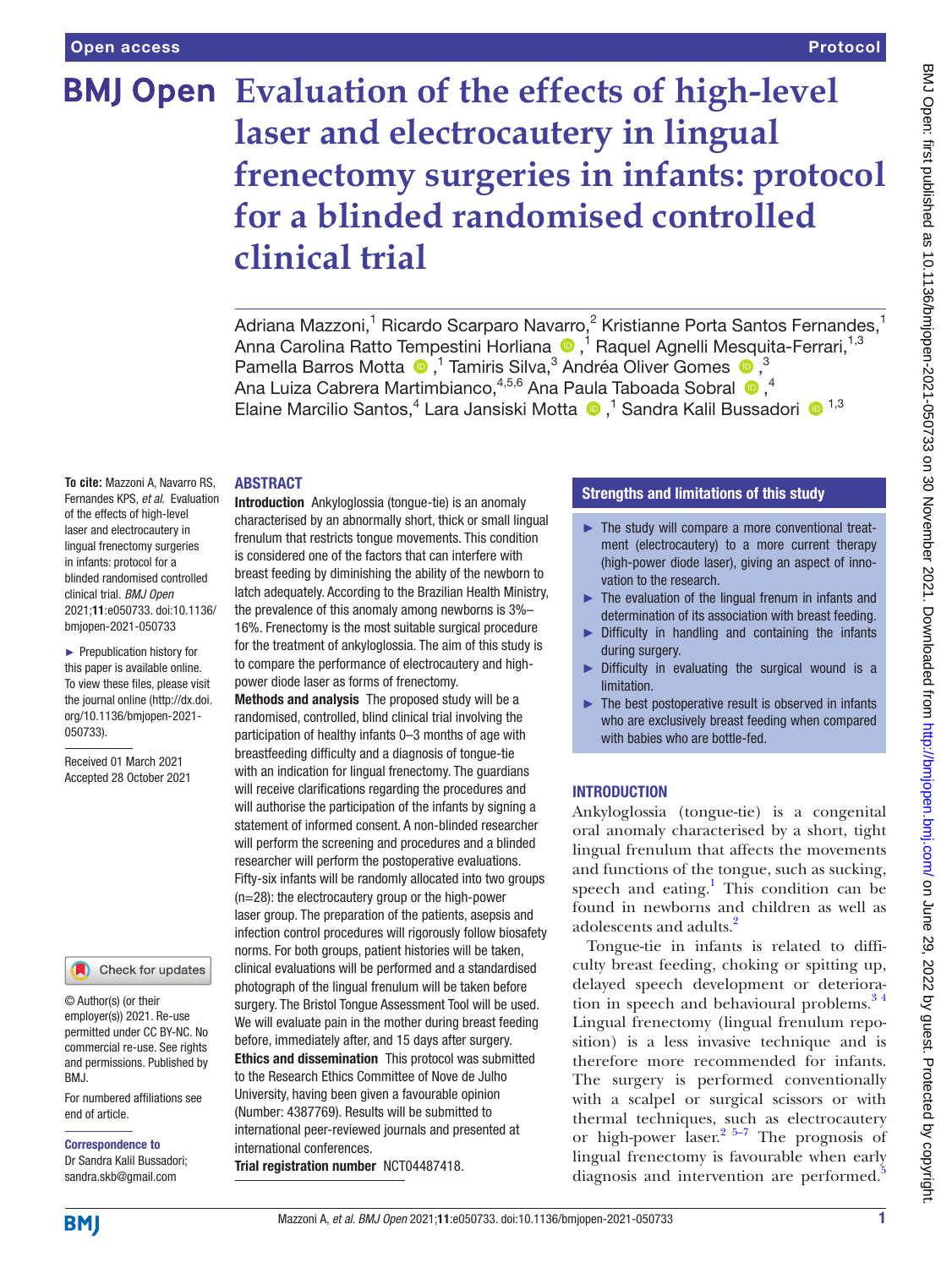Open access

Protocol

# Evaluation of the effects of high-level laser and electrocautery in lingual frenectomy surgeries in infants: protocol for a blinded randomised controlled clinical trial

Adriana Mazzoni,[1] Ricardo Scarparo Navarro,[2] Kristianne Porta Santos Fernandes,[1] Anna Carolina Ratto Tempestini Horliana,[1] Raquel Agnelli Mesquita-Ferrari,[1,3] Pamella Barros Motta,[1] Tamiris Silva,[3] Andréa Oliver Gomes,[3] Ana Luiza Cabrera Martimbianco,[4,5,6] Ana Paula Taboada Sobral,[4] Elaine Marcilio Santos,[4] Lara Jansiski Motta,[1] Sandra Kalil Bussadori[1,3]

**To cite:** Mazzoni A, Navarro RS, Fernandes KPS, *et al*. Evaluation of the effects of high-level laser and electrocautery in lingual frenectomy surgeries in infants: protocol for a blinded randomised controlled clinical trial. *BMJ Open* 2021;**11**:e050733. doi:10.1136/bmjopen-2021-050733

► Prepublication history for this paper is available online. To view these files, please visit the journal online (http://dx.doi.org/10.1136/bmjopen-2021-050733).

Received 01 March 2021
Accepted 28 October 2021

© Author(s) (or their employer(s)) 2021. Re-use permitted under CC BY-NC. No commercial re-use. See rights and permissions. Published by BMJ.

For numbered affiliations see end of article.

**Correspondence to**
Dr Sandra Kalil Bussadori; sandra.skb@gmail.com

## ABSTRACT

**Introduction** Ankyloglossia (tongue-tie) is an anomaly characterised by an abnormally short, thick or small lingual frenulum that restricts tongue movements. This condition is considered one of the factors that can interfere with breast feeding by diminishing the ability of the newborn to latch adequately. According to the Brazilian Health Ministry, the prevalence of this anomaly among newborns is 3%–16%. Frenectomy is the most suitable surgical procedure for the treatment of ankyloglossia. The aim of this study is to compare the performance of electrocautery and high-power diode laser as forms of frenectomy.

**Methods and analysis** The proposed study will be a randomised, controlled, blind clinical trial involving the participation of healthy infants 0–3 months of age with breastfeeding difficulty and a diagnosis of tongue-tie with an indication for lingual frenectomy. The guardians will receive clarifications regarding the procedures and will authorise the participation of the infants by signing a statement of informed consent. A non-blinded researcher will perform the screening and procedures and a blinded researcher will perform the postoperative evaluations. Fifty-six infants will be randomly allocated into two groups (n=28): the electrocautery group or the high-power laser group. The preparation of the patients, asepsis and infection control procedures will rigorously follow biosafety norms. For both groups, patient histories will be taken, clinical evaluations will be performed and a standardised photograph of the lingual frenulum will be taken before surgery. The Bristol Tongue Assessment Tool will be used. We will evaluate pain in the mother during breast feeding before, immediately after, and 15 days after surgery.

**Ethics and dissemination** This protocol was submitted to the Research Ethics Committee of Nove de Julho University, having been given a favourable opinion (Number: 4387769). Results will be submitted to international peer-reviewed journals and presented at international conferences.

**Trial registration number** NCT04487418.

## Strengths and limitations of this study

- The study will compare a more conventional treatment (electrocautery) to a more current therapy (high-power diode laser), giving an aspect of innovation to the research.
- The evaluation of the lingual frenum in infants and determination of its association with breast feeding.
- Difficulty in handling and containing the infants during surgery.
- Difficulty in evaluating the surgical wound is a limitation.
- The best postoperative result is observed in infants who are exclusively breast feeding when compared with babies who are bottle-fed.

## INTRODUCTION

Ankyloglossia (tongue-tie) is a congenital oral anomaly characterised by a short, tight lingual frenulum that affects the movements and functions of the tongue, such as sucking, speech and eating.[1] This condition can be found in newborns and children as well as adolescents and adults.[2]

Tongue-tie in infants is related to difficulty breast feeding, choking or spitting up, delayed speech development or deterioration in speech and behavioural problems.[3 4] Lingual frenectomy (lingual frenulum reposition) is a less invasive technique and is therefore more recommended for infants. The surgery is performed conventionally with a scalpel or surgical scissors or with thermal techniques, such as electrocautery or high-power laser.[2 5–7] The prognosis of lingual frenectomy is favourable when early diagnosis and intervention are performed.[5]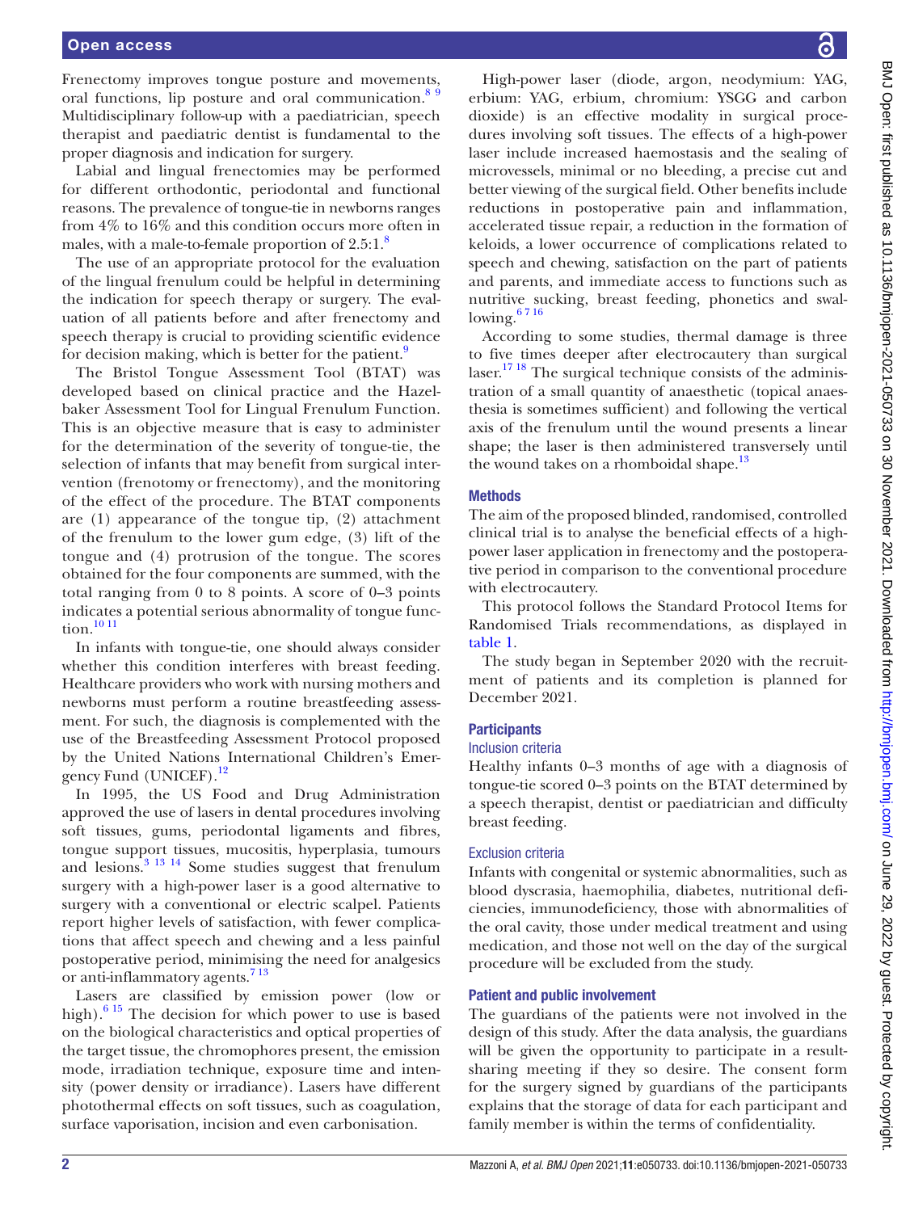Frenectomy improves tongue posture and movements, oral functions, lip posture and oral communication.[8 9] Multidisciplinary follow-up with a paediatrician, speech therapist and paediatric dentist is fundamental to the proper diagnosis and indication for surgery.

Labial and lingual frenectomies may be performed for different orthodontic, periodontal and functional reasons. The prevalence of tongue-tie in newborns ranges from 4% to 16% and this condition occurs more often in males, with a male-to-female proportion of 2.5:1.[8]

The use of an appropriate protocol for the evaluation of the lingual frenulum could be helpful in determining the indication for speech therapy or surgery. The evaluation of all patients before and after frenectomy and speech therapy is crucial to providing scientific evidence for decision making, which is better for the patient.[9]

The Bristol Tongue Assessment Tool (BTAT) was developed based on clinical practice and the Hazelbaker Assessment Tool for Lingual Frenulum Function. This is an objective measure that is easy to administer for the determination of the severity of tongue-tie, the selection of infants that may benefit from surgical intervention (frenotomy or frenectomy), and the monitoring of the effect of the procedure. The BTAT components are (1) appearance of the tongue tip, (2) attachment of the frenulum to the lower gum edge, (3) lift of the tongue and (4) protrusion of the tongue. The scores obtained for the four components are summed, with the total ranging from 0 to 8 points. A score of 0–3 points indicates a potential serious abnormality of tongue function.[10 11]

In infants with tongue-tie, one should always consider whether this condition interferes with breast feeding. Healthcare providers who work with nursing mothers and newborns must perform a routine breastfeeding assessment. For such, the diagnosis is complemented with the use of the Breastfeeding Assessment Protocol proposed by the United Nations International Children's Emergency Fund (UNICEF).[12]

In 1995, the US Food and Drug Administration approved the use of lasers in dental procedures involving soft tissues, gums, periodontal ligaments and fibres, tongue support tissues, mucositis, hyperplasia, tumours and lesions.[3 13 14] Some studies suggest that frenulum surgery with a high-power laser is a good alternative to surgery with a conventional or electric scalpel. Patients report higher levels of satisfaction, with fewer complications that affect speech and chewing and a less painful postoperative period, minimising the need for analgesics or anti-inflammatory agents.[7 13]

Lasers are classified by emission power (low or high).[6 15] The decision for which power to use is based on the biological characteristics and optical properties of the target tissue, the chromophores present, the emission mode, irradiation technique, exposure time and intensity (power density or irradiance). Lasers have different photothermal effects on soft tissues, such as coagulation, surface vaporisation, incision and even carbonisation.

High-power laser (diode, argon, neodymium: YAG, erbium: YAG, erbium, chromium: YSGG and carbon dioxide) is an effective modality in surgical procedures involving soft tissues. The effects of a high-power laser include increased haemostasis and the sealing of microvessels, minimal or no bleeding, a precise cut and better viewing of the surgical field. Other benefits include reductions in postoperative pain and inflammation, accelerated tissue repair, a reduction in the formation of keloids, a lower occurrence of complications related to speech and chewing, satisfaction on the part of patients and parents, and immediate access to functions such as nutritive sucking, breast feeding, phonetics and swallowing.[6 7 16]

According to some studies, thermal damage is three to five times deeper after electrocautery than surgical laser.[17 18] The surgical technique consists of the administration of a small quantity of anaesthetic (topical anaesthesia is sometimes sufficient) and following the vertical axis of the frenulum until the wound presents a linear shape; the laser is then administered transversely until the wound takes on a rhomboidal shape.[13]

## Methods

The aim of the proposed blinded, randomised, controlled clinical trial is to analyse the beneficial effects of a high-power laser application in frenectomy and the postoperative period in comparison to the conventional procedure with electrocautery.

This protocol follows the Standard Protocol Items for Randomised Trials recommendations, as displayed in table 1.

The study began in September 2020 with the recruitment of patients and its completion is planned for December 2021.

### Participants

#### Inclusion criteria

Healthy infants 0–3 months of age with a diagnosis of tongue-tie scored 0–3 points on the BTAT determined by a speech therapist, dentist or paediatrician and difficulty breast feeding.

#### Exclusion criteria

Infants with congenital or systemic abnormalities, such as blood dyscrasia, haemophilia, diabetes, nutritional deficiencies, immunodeficiency, those with abnormalities of the oral cavity, those under medical treatment and using medication, and those not well on the day of the surgical procedure will be excluded from the study.

### Patient and public involvement

The guardians of the patients were not involved in the design of this study. After the data analysis, the guardians will be given the opportunity to participate in a result-sharing meeting if they so desire. The consent form for the surgery signed by guardians of the participants explains that the storage of data for each participant and family member is within the terms of confidentiality.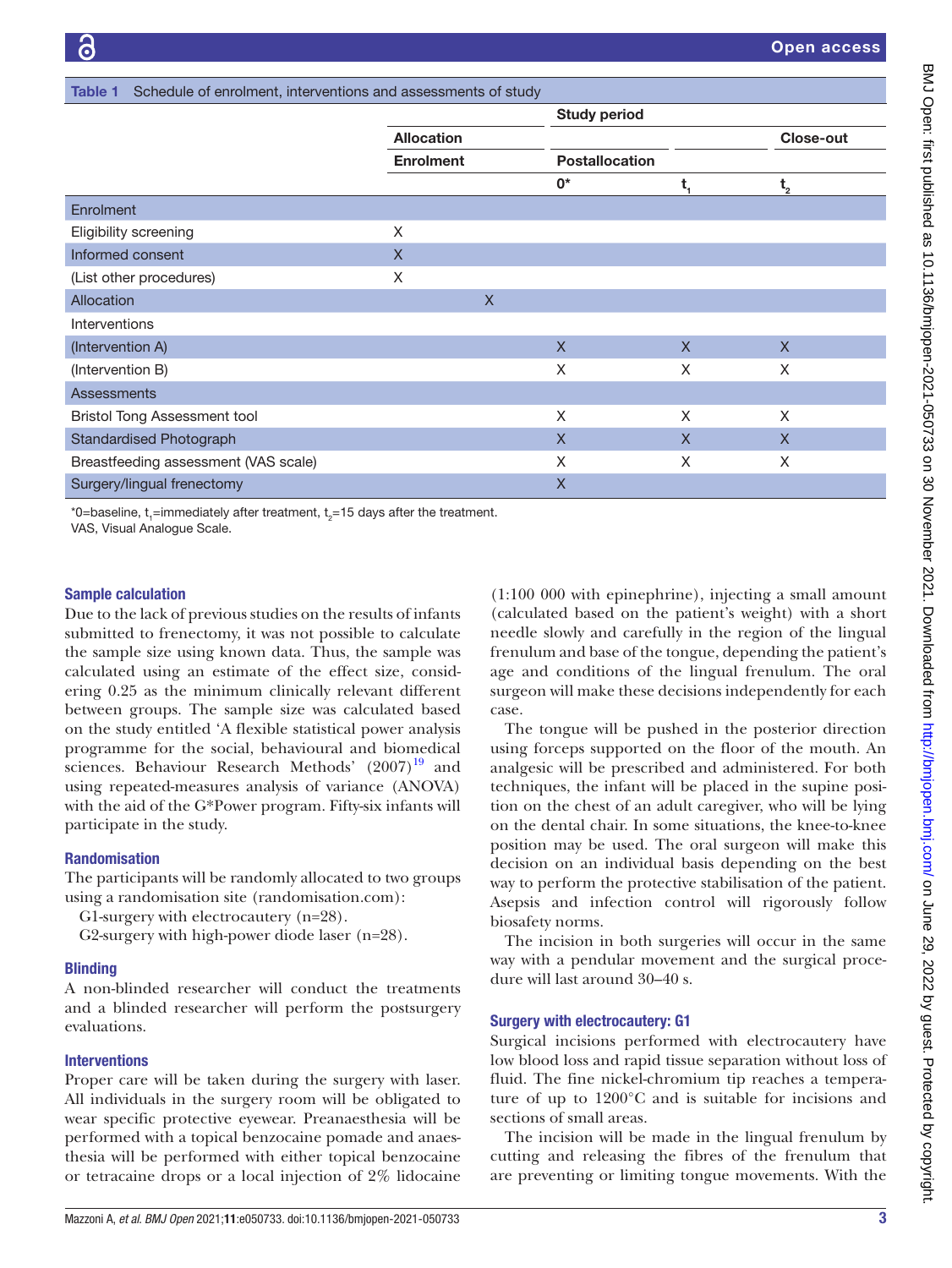Table 1 Schedule of enrolment, interventions and assessments of study

| | Study period | | | | |
|---|---|---|---|---|---|
| | Allocation | | | | Close-out |
| | Enrolment | | Postallocation | | |
| | | | 0* | $t_1$ | $t_2$ |
| Enrolment | | | | | |
| Eligibility screening | X | | | | |
| Informed consent | X | | | | |
| (List other procedures) | X | | | | |
| Allocation | | X | | | |
| Interventions | | | | | |
| (Intervention A) | | | X | X | X |
| (Intervention B) | | | X | X | X |
| Assessments | | | | | |
| Bristol Tong Assessment tool | | | X | X | X |
| Standardised Photograph | | | X | X | X |
| Breastfeeding assessment (VAS scale) | | | X | X | X |
| Surgery/lingual frenectomy | | | X | | |

*0=baseline, $t_1$=immediately after treatment, $t_2$=15 days after the treatment.
VAS, Visual Analogue Scale.

### Sample calculation

Due to the lack of previous studies on the results of infants submitted to frenectomy, it was not possible to calculate the sample size using known data. Thus, the sample was calculated using an estimate of the effect size, considering 0.25 as the minimum clinically relevant different between groups. The sample size was calculated based on the study entitled 'A flexible statistical power analysis programme for the social, behavioural and biomedical sciences. Behaviour Research Methods' (2007)[19] and using repeated-measures analysis of variance (ANOVA) with the aid of the G*Power program. Fifty-six infants will participate in the study.

### Randomisation

The participants will be randomly allocated to two groups using a randomisation site (randomisation.com):

G1-surgery with electrocautery (n=28).

G2-surgery with high-power diode laser (n=28).

### Blinding

A non-blinded researcher will conduct the treatments and a blinded researcher will perform the postsurgery evaluations.

### Interventions

Proper care will be taken during the surgery with laser. All individuals in the surgery room will be obligated to wear specific protective eyewear. Preanaesthesia will be performed with a topical benzocaine pomade and anaesthesia will be performed with either topical benzocaine or tetracaine drops or a local injection of 2% lidocaine (1:100 000 with epinephrine), injecting a small amount (calculated based on the patient's weight) with a short needle slowly and carefully in the region of the lingual frenulum and base of the tongue, depending the patient's age and conditions of the lingual frenulum. The oral surgeon will make these decisions independently for each case.

The tongue will be pushed in the posterior direction using forceps supported on the floor of the mouth. An analgesic will be prescribed and administered. For both techniques, the infant will be placed in the supine position on the chest of an adult caregiver, who will be lying on the dental chair. In some situations, the knee-to-knee position may be used. The oral surgeon will make this decision on an individual basis depending on the best way to perform the protective stabilisation of the patient. Asepsis and infection control will rigorously follow biosafety norms.

The incision in both surgeries will occur in the same way with a pendular movement and the surgical procedure will last around 30–40 s.

### Surgery with electrocautery: G1

Surgical incisions performed with electrocautery have low blood loss and rapid tissue separation without loss of fluid. The fine nickel-chromium tip reaches a temperature of up to 1200°C and is suitable for incisions and sections of small areas.

The incision will be made in the lingual frenulum by cutting and releasing the fibres of the frenulum that are preventing or limiting tongue movements. With the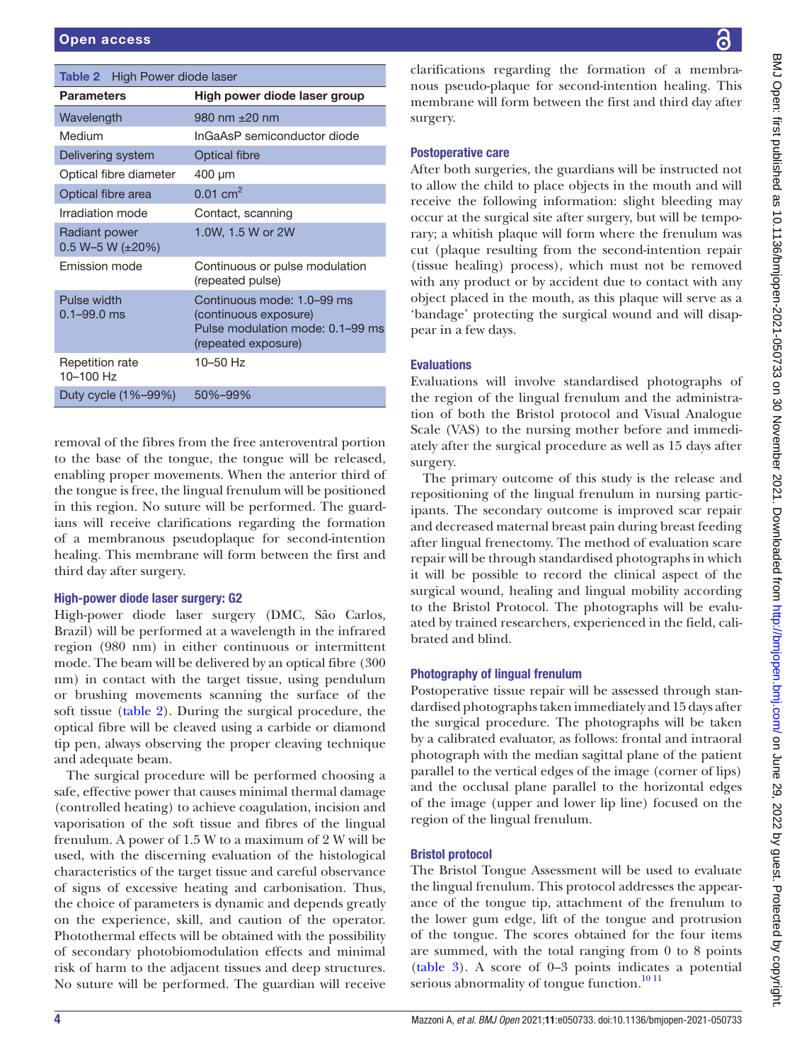**Table 2** High Power diode laser

| Parameters | High power diode laser group |
|---|---|
| Wavelength | 980 nm ±20 nm |
| Medium | InGaAsP semiconductor diode |
| Delivering system | Optical fibre |
| Optical fibre diameter | 400 µm |
| Optical fibre area | 0.01 $cm^2$ |
| Irradiation mode | Contact, scanning |
| Radiant power 0.5 W–5 W (±20%) | 1.0W, 1.5 W or 2W |
| Emission mode | Continuous or pulse modulation (repeated pulse) |
| Pulse width 0.1–99.0 ms | Continuous mode: 1.0–99 ms (continuous exposure) Pulse modulation mode: 0.1–99 ms (repeated exposure) |
| Repetition rate 10–100 Hz | 10–50 Hz |
| Duty cycle (1%–99%) | 50%–99% |

removal of the fibres from the free anteroventral portion to the base of the tongue, the tongue will be released, enabling proper movements. When the anterior third of the tongue is free, the lingual frenulum will be positioned in this region. No suture will be performed. The guardians will receive clarifications regarding the formation of a membranous pseudoplaque for second-intention healing. This membrane will form between the first and third day after surgery.

### High-power diode laser surgery: G2

High-power diode laser surgery (DMC, São Carlos, Brazil) will be performed at a wavelength in the infrared region (980 nm) in either continuous or intermittent mode. The beam will be delivered by an optical fibre (300 nm) in contact with the target tissue, using pendulum or brushing movements scanning the surface of the soft tissue (table 2). During the surgical procedure, the optical fibre will be cleaved using a carbide or diamond tip pen, always observing the proper cleaving technique and adequate beam.

The surgical procedure will be performed choosing a safe, effective power that causes minimal thermal damage (controlled heating) to achieve coagulation, incision and vaporisation of the soft tissue and fibres of the lingual frenulum. A power of 1.5 W to a maximum of 2 W will be used, with the discerning evaluation of the histological characteristics of the target tissue and careful observance of signs of excessive heating and carbonisation. Thus, the choice of parameters is dynamic and depends greatly on the experience, skill, and caution of the operator. Photothermal effects will be obtained with the possibility of secondary photobiomodulation effects and minimal risk of harm to the adjacent tissues and deep structures. No suture will be performed. The guardian will receive clarifications regarding the formation of a membranous pseudo-plaque for second-intention healing. This membrane will form between the first and third day after surgery.

### Postoperative care

After both surgeries, the guardians will be instructed not to allow the child to place objects in the mouth and will receive the following information: slight bleeding may occur at the surgical site after surgery, but will be temporary; a whitish plaque will form where the frenulum was cut (plaque resulting from the second-intention repair (tissue healing) process), which must not be removed with any product or by accident due to contact with any object placed in the mouth, as this plaque will serve as a 'bandage' protecting the surgical wound and will disappear in a few days.

### Evaluations

Evaluations will involve standardised photographs of the region of the lingual frenulum and the administration of both the Bristol protocol and Visual Analogue Scale (VAS) to the nursing mother before and immediately after the surgical procedure as well as 15 days after surgery.

The primary outcome of this study is the release and repositioning of the lingual frenulum in nursing participants. The secondary outcome is improved scar repair and decreased maternal breast pain during breast feeding after lingual frenectomy. The method of evaluation scare repair will be through standardised photographs in which it will be possible to record the clinical aspect of the surgical wound, healing and lingual mobility according to the Bristol Protocol. The photographs will be evaluated by trained researchers, experienced in the field, calibrated and blind.

### Photography of lingual frenulum

Postoperative tissue repair will be assessed through standardised photographs taken immediately and 15 days after the surgical procedure. The photographs will be taken by a calibrated evaluator, as follows: frontal and intraoral photograph with the median sagittal plane of the patient parallel to the vertical edges of the image (corner of lips) and the occlusal plane parallel to the horizontal edges of the image (upper and lower lip line) focused on the region of the lingual frenulum.

### Bristol protocol

The Bristol Tongue Assessment will be used to evaluate the lingual frenulum. This protocol addresses the appearance of the tongue tip, attachment of the frenulum to the lower gum edge, lift of the tongue and protrusion of the tongue. The scores obtained for the four items are summed, with the total ranging from 0 to 8 points (table 3). A score of 0–3 points indicates a potential serious abnormality of tongue function.[10 11]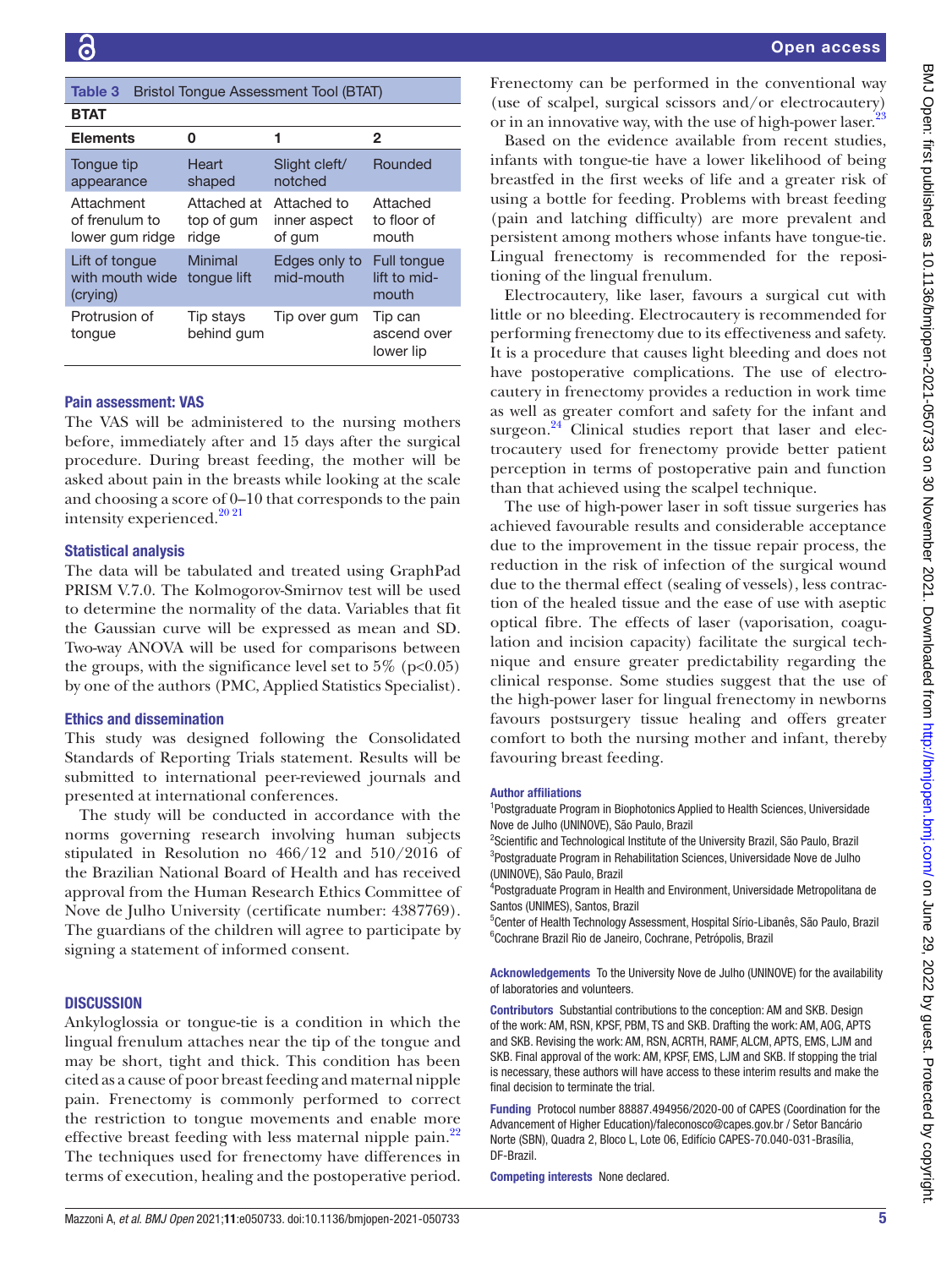Table 3 Bristol Tongue Assessment Tool (BTAT)

| BTAT | | | |
|---|---|---|---|
| **Elements** | **0** | **1** | **2** |
| Tongue tip appearance | Heart shaped | Slight cleft/ notched | Rounded |
| Attachment of frenulum to lower gum ridge | Attached at top of gum ridge | Attached to inner aspect of gum | Attached to floor of mouth |
| Lift of tongue with mouth wide (crying) | Minimal tongue lift | Edges only to mid-mouth | Full tongue lift to mid-mouth |
| Protrusion of tongue | Tip stays behind gum | Tip over gum | Tip can ascend over lower lip |

### Pain assessment: VAS

The VAS will be administered to the nursing mothers before, immediately after and 15 days after the surgical procedure. During breast feeding, the mother will be asked about pain in the breasts while looking at the scale and choosing a score of 0–10 that corresponds to the pain intensity experienced.[20 21]

### Statistical analysis

The data will be tabulated and treated using GraphPad PRISM V.7.0. The Kolmogorov-Smirnov test will be used to determine the normality of the data. Variables that fit the Gaussian curve will be expressed as mean and SD. Two-way ANOVA will be used for comparisons between the groups, with the significance level set to 5% ($p<0.05$) by one of the authors (PMC, Applied Statistics Specialist).

### Ethics and dissemination

This study was designed following the Consolidated Standards of Reporting Trials statement. Results will be submitted to international peer-reviewed journals and presented at international conferences.

The study will be conducted in accordance with the norms governing research involving human subjects stipulated in Resolution no 466/12 and 510/2016 of the Brazilian National Board of Health and has received approval from the Human Research Ethics Committee of Nove de Julho University (certificate number: 4387769). The guardians of the children will agree to participate by signing a statement of informed consent.

## DISCUSSION

Ankyloglossia or tongue-tie is a condition in which the lingual frenulum attaches near the tip of the tongue and may be short, tight and thick. This condition has been cited as a cause of poor breast feeding and maternal nipple pain. Frenectomy is commonly performed to correct the restriction to tongue movements and enable more effective breast feeding with less maternal nipple pain.[22] The techniques used for frenectomy have differences in terms of execution, healing and the postoperative period.

Frenectomy can be performed in the conventional way (use of scalpel, surgical scissors and/or electrocautery) or in an innovative way, with the use of high-power laser.[23]

Based on the evidence available from recent studies, infants with tongue-tie have a lower likelihood of being breastfed in the first weeks of life and a greater risk of using a bottle for feeding. Problems with breast feeding (pain and latching difficulty) are more prevalent and persistent among mothers whose infants have tongue-tie. Lingual frenectomy is recommended for the repositioning of the lingual frenulum.

Electrocautery, like laser, favours a surgical cut with little or no bleeding. Electrocautery is recommended for performing frenectomy due to its effectiveness and safety. It is a procedure that causes light bleeding and does not have postoperative complications. The use of electrocautery in frenectomy provides a reduction in work time as well as greater comfort and safety for the infant and surgeon.[24] Clinical studies report that laser and electrocautery used for frenectomy provide better patient perception in terms of postoperative pain and function than that achieved using the scalpel technique.

The use of high-power laser in soft tissue surgeries has achieved favourable results and considerable acceptance due to the improvement in the tissue repair process, the reduction in the risk of infection of the surgical wound due to the thermal effect (sealing of vessels), less contraction of the healed tissue and the ease of use with aseptic optical fibre. The effects of laser (vaporisation, coagulation and incision capacity) facilitate the surgical technique and ensure greater predictability regarding the clinical response. Some studies suggest that the use of the high-power laser for lingual frenectomy in newborns favours postsurgery tissue healing and offers greater comfort to both the nursing mother and infant, thereby favouring breast feeding.

**Author affiliations**

[1]Postgraduate Program in Biophotonics Applied to Health Sciences, Universidade Nove de Julho (UNINOVE), São Paulo, Brazil
[2]Scientific and Technological Institute of the University Brazil, São Paulo, Brazil
[3]Postgraduate Program in Rehabilitation Sciences, Universidade Nove de Julho (UNINOVE), São Paulo, Brazil
[4]Postgraduate Program in Health and Environment, Universidade Metropolitana de Santos (UNIMES), Santos, Brazil
[5]Center of Health Technology Assessment, Hospital Sírio-Libanês, São Paulo, Brazil
[6]Cochrane Brazil Rio de Janeiro, Cochrane, Petrópolis, Brazil

**Acknowledgements** To the University Nove de Julho (UNINOVE) for the availability of laboratories and volunteers.

**Contributors** Substantial contributions to the conception: AM and SKB. Design of the work: AM, RSN, KPSF, PBM, TS and SKB. Drafting the work: AM, AOG, APTS and SKB. Revising the work: AM, RSN, ACRTH, RAMF, ALCM, APTS, EMS, LJM and SKB. Final approval of the work: AM, KPSF, EMS, LJM and SKB. If stopping the trial is necessary, these authors will have access to these interim results and make the final decision to terminate the trial.

**Funding** Protocol number 88887.494956/2020-00 of CAPES (Coordination for the Advancement of Higher Education)/faleconosco@capes.gov.br / Setor Bancário Norte (SBN), Quadra 2, Bloco L, Lote 06, Edifício CAPES-70.040-031-Brasília, DF-Brazil.

**Competing interests** None declared.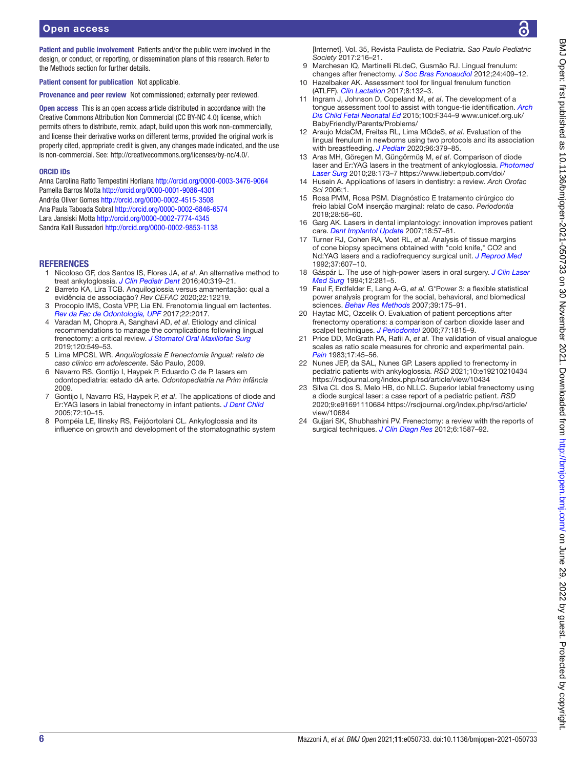**Patient and public involvement** Patients and/or the public were involved in the design, or conduct, or reporting, or dissemination plans of this research. Refer to the Methods section for further details.

**Patient consent for publication** Not applicable.

**Provenance and peer review** Not commissioned; externally peer reviewed.

**Open access** This is an open access article distributed in accordance with the Creative Commons Attribution Non Commercial (CC BY-NC 4.0) license, which permits others to distribute, remix, adapt, build upon this work non-commercially, and license their derivative works on different terms, provided the original work is properly cited, appropriate credit is given, any changes made indicated, and the use is non-commercial. See: http://creativecommons.org/licenses/by-nc/4.0/.

### ORCID iDs

Anna Carolina Ratto Tempestini Horliana http://orcid.org/0000-0003-3476-9064
Pamella Barros Motta http://orcid.org/0000-0001-9086-4301
Andréa Oliver Gomes http://orcid.org/0000-0002-4515-3508
Ana Paula Taboada Sobral http://orcid.org/0000-0002-6846-6574
Lara Jansiski Motta http://orcid.org/0000-0002-7774-4345
Sandra Kalil Bussadori http://orcid.org/0000-0002-9853-1138

## REFERENCES

1. Nicoloso GF, dos Santos IS, Flores JA, *et al*. An alternative method to treat ankyloglossia. *J Clin Pediatr Dent* 2016;40:319–21.
2. Barreto KA, Lira TCB. Anquiloglossia versus amamentação: qual a evidência de associação? *Rev CEFAC* 2020;22:12219.
3. Procopio IMS, Costa VPP, Lia EN. Frenotomia lingual em lactentes. *Rev da Fac de Odontologia, UPF* 2017;22:2017.
4. Varadan M, Chopra A, Sanghavi AD, *et al*. Etiology and clinical recommendations to manage the complications following lingual frenectomy: a critical review. *J Stomatol Oral Maxillofac Surg* 2019;120:549–53.
5. Lima MPCSL WR. *Anquiloglossia E frenectomia lingual: relato de caso clínico em adolescente*. São Paulo, 2009.
6. Navarro RS, Gontijo I, Haypek P. Eduardo C de P. lasers em odontopediatria: estado dA arte. *Odontopediatria na Prim infância* 2009.
7. Gontijo I, Navarro RS, Haypek P, *et al*. The applications of diode and Er:YAG lasers in labial frenectomy in infant patients. *J Dent Child* 2005;72:10–15.
8. Pompéia LE, Ilinsky RS, Feijóortolani CL. Ankyloglossia and its influence on growth and development of the stomatognathic system [Internet]. Vol. 35, Revista Paulista de Pediatria. *Sao Paulo Pediatric Society* 2017:216–21.
9. Marchesan IQ, Martinelli RLdeC, Gusmão RJ. Lingual frenulum: changes after frenectomy. *J Soc Bras Fonoaudiol* 2012;24:409–12.
10. Hazelbaker AK. Assessment tool for lingual frenulum function (ATLFF). *Clin Lactation* 2017;8:132–3.
11. Ingram J, Johnson D, Copeland M, *et al*. The development of a tongue assessment tool to assist with tongue-tie identification. *Arch Dis Child Fetal Neonatal Ed* 2015;100:F344–9 www.unicef.org.uk/BabyFriendly/Parents/Problems/
12. Araujo MdaCM, Freitas RL, Lima MGdeS, *et al*. Evaluation of the lingual frenulum in newborns using two protocols and its association with breastfeeding. *J Pediatr* 2020;96:379–85.
13. Aras MH, Göregen M, Güngörmüş M, *et al*. Comparison of diode laser and Er:YAG lasers in the treatment of ankyloglossia. *Photomed Laser Surg* 2010;28:173–7 https://www.liebertpub.com/doi/
14. Husein A. Applications of lasers in dentistry: a review. *Arch Orofac Sci* 2006;1.
15. Rosa PMM, Rosa PSM. Diagnóstico E tratamento cirúrgico do freio labial CoM inserção marginal: relato de caso. *Periodontia* 2018;28:56–60.
16. Garg AK. Lasers in dental implantology: innovation improves patient care. *Dent Implantol Update* 2007;18:57–61.
17. Turner RJ, Cohen RA, Voet RL, *et al*. Analysis of tissue margins of cone biopsy specimens obtained with "cold knife," CO2 and Nd:YAG lasers and a radiofrequency surgical unit. *J Reprod Med* 1992;37:607–10.
18. Gáspár L. The use of high-power lasers in oral surgery. *J Clin Laser Med Surg* 1994;12:281–5.
19. Faul F, Erdfelder E, Lang A-G, *et al*. G*Power 3: a flexible statistical power analysis program for the social, behavioral, and biomedical sciences. *Behav Res Methods* 2007;39:175–91.
20. Haytac MC, Ozcelik O. Evaluation of patient perceptions after frenectomy operations: a comparison of carbon dioxide laser and scalpel techniques. *J Periodontol* 2006;77:1815–9.
21. Price DD, McGrath PA, Rafii A, *et al*. The validation of visual analogue scales as ratio scale measures for chronic and experimental pain. *Pain* 1983;17:45–56.
22. Nunes JEP, da SAL, Nunes GP. Lasers applied to frenectomy in pediatric patients with ankyloglossia. *RSD* 2021;10:e19210210434 https://rsdjournal.org/index.php/rsd/article/view/10434
23. Silva CL dos S, Melo HB, do NLLC. Superior labial frenectomy using a diode surgical laser: a case report of a pediatric patient. *RSD* 2020;9:e91691110684 https://rsdjournal.org/index.php/rsd/article/view/10684
24. Gujjari SK, Shubhashini PV. Frenectomy: a review with the reports of surgical techniques. *J Clin Diagn Res* 2012;6:1587–92.